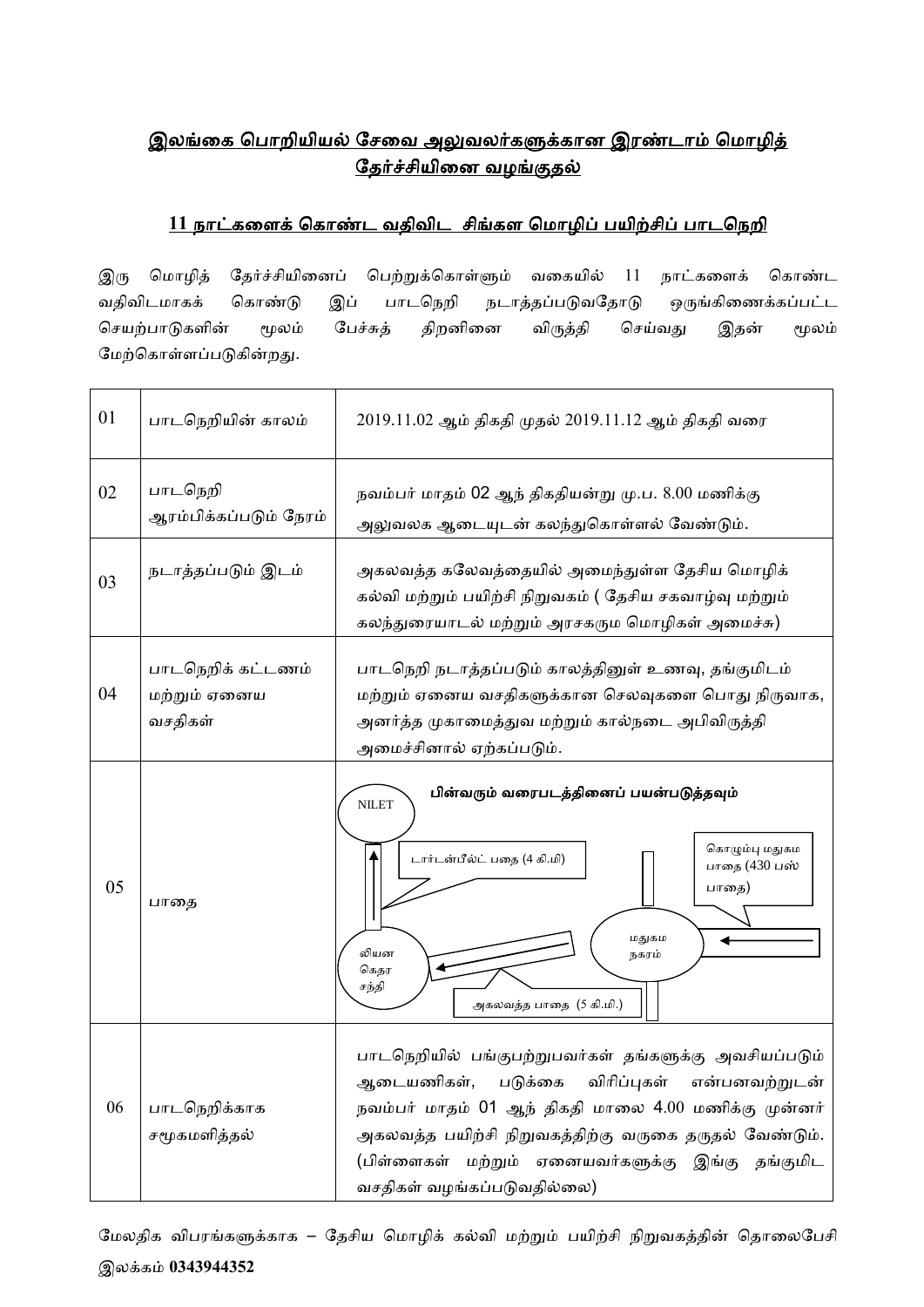## இலங்கை பொறியியல் சேவை அலுவலர்களுக்கான இரண்டாம் மொழித் தேர்ச்சியினை வழங்குதல்

### 11 நாட்களைக் கொண்ட வதிவிட சிங்கள மொழிப் பயிற்சிப் பாடநெறி

இரு மொழித் தேர்ச்சியினைப் பெற்றுக்கொள்ளும் வகையில் 11 நாட்களைக் கொண்ட வதிவிடமாகக் கொண்டு இப் பாடநெறி நடாத்தப்படுவதோடு ஒருங்கிணைக்கப்பட்ட செயற்பாடுகளின் மூலம் பேச்சுத் திறனினை விருத்தி செய்வது இதன் மூலம் மேற்கொள்ளப்படுகின்றது.

| | | |
|---|---|---|
| 01 | பாடநெறியின் காலம் | 2019.11.02 ஆம் திகதி முதல் 2019.11.12 ஆம் திகதி வரை |
| 02 | பாடநெறி ஆரம்பிக்கப்படும் நேரம் | நவம்பர் மாதம் 02 ஆந் திகதியன்று மு.ப. 8.00 மணிக்கு அலுவலக ஆடையுடன் கலந்துகொள்ளல் வேண்டும். |
| 03 | நடாத்தப்படும் இடம் | அகலவத்த கலேவத்தையில் அமைந்துள்ள தேசிய மொழிக் கல்வி மற்றும் பயிற்சி நிறுவகம் ( தேசிய சகவாழ்வு மற்றும் கலந்துரையாடல் மற்றும் அரசகரும மொழிகள் அமைச்சு) |
| 04 | பாடநெறிக் கட்டணம் மற்றும் ஏனைய வசதிகள் | பாடநெறி நடாத்தப்படும் காலத்தினுள் உணவு, தங்குமிடம் மற்றும் ஏனைய வசதிகளுக்கான செலவுகளை பொது நிருவாக, அனர்த்த முகாமைத்துவ மற்றும் கால்நடை அபிவிருத்தி அமைச்சினால் ஏற்கப்படும். |
| 05 | பாதை | **பின்வரும் வரைபடத்தினைப் பயன்படுத்தவும்** NILET; டார்டன்பீல்ட் பதை (4 கி.மி); கொழும்பு மதுகம பாதை (430 பஸ் பாதை); மதுகம நகரம்; லியன கெதர சந்தி; அகலவத்த பாதை (5 கி.மி.) |
| 06 | பாடநெறிக்காக சமூகமளித்தல் | பாடநெறியில் பங்குபற்றுபவர்கள் தங்களுக்கு அவசியப்படும் ஆடையணிகள், படுக்கை விரிப்புகள் என்பனவற்றுடன் நவம்பர் மாதம் 01 ஆந் திகதி மாலை 4.00 மணிக்கு முன்னர் அகலவத்த பயிற்சி நிறுவகத்திற்கு வருகை தருதல் வேண்டும். (பிள்ளைகள் மற்றும் ஏனையவர்களுக்கு இங்கு தங்குமிட வசதிகள் வழங்கப்படுவதில்லை) |

மேலதிக விபரங்களுக்காக – தேசிய மொழிக் கல்வி மற்றும் பயிற்சி நிறுவகத்தின் தொலைபேசி இலக்கம் **0343944352**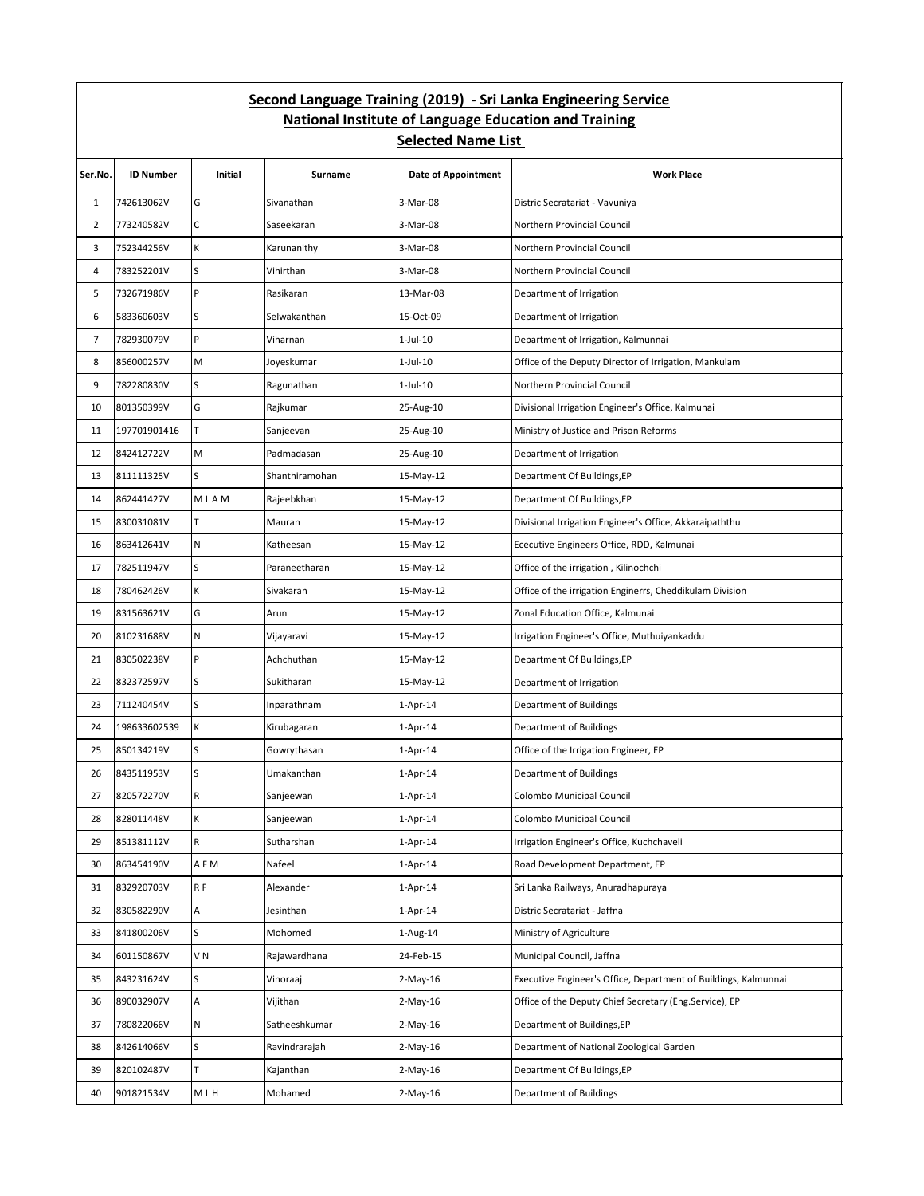**Second Language Training (2019) - Sri Lanka Engineering Service**

**National Institute of Language Education and Training**

**Selected Name List**

| Ser.No. | ID Number | Initial | Surname | Date of Appointment | Work Place |
|---|---|---|---|---|---|
| 1 | 742613062V | G | Sivanathan | 3-Mar-08 | Distric Secrataria t - Vavuniya |
| 2 | 773240582V | C | Saseekaran | 3-Mar-08 | Northern Provincial Council |
| 3 | 752344256V | K | Karunanithy | 3-Mar-08 | Northern Provincial Council |
| 4 | 783252201V | S | Vihirthan | 3-Mar-08 | Northern Provincial Council |
| 5 | 732671986V | P | Rasikaran | 13-Mar-08 | Department of Irrigation |
| 6 | 583360603V | S | Selwakanthan | 15-Oct-09 | Department of Irrigation |
| 7 | 782930079V | P | Viharnan | 1-Jul-10 | Department of Irrigation, Kalmunnai |
| 8 | 856000257V | M | Joyeskumar | 1-Jul-10 | Office of the Deputy Director of Irrigation, Mankulam |
| 9 | 782280830V | S | Ragunathan | 1-Jul-10 | Northern Provincial Council |
| 10 | 801350399V | G | Rajkumar | 25-Aug-10 | Divisional Irrigation Engineer's Office, Kalmunai |
| 11 | 197701901416 | T | Sanjeevan | 25-Aug-10 | Ministry of Justice and Prison Reforms |
| 12 | 842412722V | M | Padmadasan | 25-Aug-10 | Department of Irrigation |
| 13 | 811111325V | S | Shanthiramohan | 15-May-12 | Department Of Buildings,EP |
| 14 | 862441427V | M L A M | Rajeebkhan | 15-May-12 | Department Of Buildings,EP |
| 15 | 830031081V | T | Mauran | 15-May-12 | Divisional Irrigation Engineer's Office, Akkaraipaththu |
| 16 | 863412641V | N | Katheesan | 15-May-12 | Ececutive Engineers Office, RDD, Kalmunai |
| 17 | 782511947V | S | Paraneetharan | 15-May-12 | Office of the irrigation , Kilinochchi |
| 18 | 780462426V | K | Sivakaran | 15-May-12 | Office of the irrigation Enginerrs, Cheddikulam Division |
| 19 | 831563621V | G | Arun | 15-May-12 | Zonal Education Office, Kalmunai |
| 20 | 810231688V | N | Vijayaravi | 15-May-12 | Irrigation Engineer's Office, Muthuiyankaddu |
| 21 | 830502238V | P | Achchuthan | 15-May-12 | Department Of Buildings,EP |
| 22 | 832372597V | S | Sukitharan | 15-May-12 | Department of Irrigation |
| 23 | 711240454V | S | Inparathnam | 1-Apr-14 | Department of Buildings |
| 24 | 198633602539 | K | Kirubagaran | 1-Apr-14 | Department of Buildings |
| 25 | 850134219V | S | Gowrythasan | 1-Apr-14 | Office of the Irrigation Engineer, EP |
| 26 | 843511953V | S | Umakanthan | 1-Apr-14 | Department of Buildings |
| 27 | 820572270V | R | Sanjeewan | 1-Apr-14 | Colombo Municipal Council |
| 28 | 828011448V | K | Sanjeewan | 1-Apr-14 | Colombo Municipal Council |
| 29 | 851381112V | R | Sutharshan | 1-Apr-14 | Irrigation Engineer's Office, Kuchchaveli |
| 30 | 863454190V | A F M | Nafeel | 1-Apr-14 | Road Development Department, EP |
| 31 | 832920703V | R F | Alexander | 1-Apr-14 | Sri Lanka Railways, Anuradhapuraya |
| 32 | 830582290V | A | Jesinthan | 1-Apr-14 | Distric Secrataria t - Jaffna |
| 33 | 841800206V | S | Mohomed | 1-Aug-14 | Ministry of Agriculture |
| 34 | 601150867V | V N | Rajawardhana | 24-Feb-15 | Municipal Council, Jaffna |
| 35 | 843231624V | S | Vinoraaj | 2-May-16 | Executive Engineer's Office, Department of Buildings, Kalmunnai |
| 36 | 890032907V | A | Vijithan | 2-May-16 | Office of the Deputy Chief Secretary (Eng.Service), EP |
| 37 | 780822066V | N | Satheeshkumar | 2-May-16 | Department of Buildings,EP |
| 38 | 842614066V | S | Ravindrarajah | 2-May-16 | Department of National Zoological Garden |
| 39 | 820102487V | T | Kajanthan | 2-May-16 | Department Of Buildings,EP |
| 40 | 901821534V | M L H | Mohamed | 2-May-16 | Department of Buildings |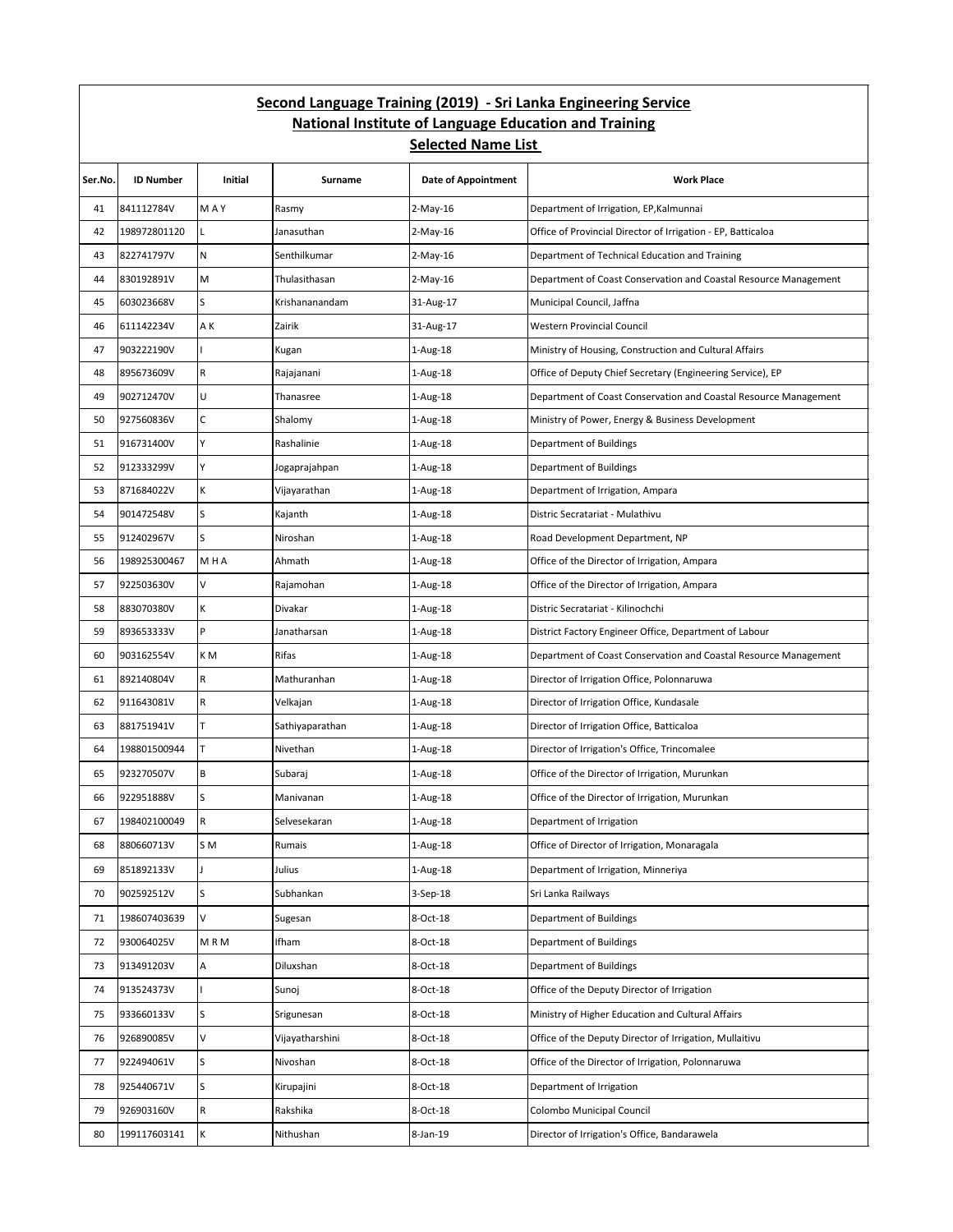## Second Language Training (2019) - Sri Lanka Engineering Service

## National Institute of Language Education and Training

## Selected Name List

| Ser.No. | ID Number | Initial | Surname | Date of Appointment | Work Place |
|---|---|---|---|---|---|
| 41 | 841112784V | M A Y | Rasmy | 2-May-16 | Department of Irrigation, EP,Kalmunnai |
| 42 | 198972801120 | L | Janasuthan | 2-May-16 | Office of Provincial Director of Irrigation - EP, Batticaloa |
| 43 | 822741797V | N | Senthilkumar | 2-May-16 | Department of Technical Education and Training |
| 44 | 830192891V | M | Thulasithasan | 2-May-16 | Department of Coast Conservation and Coastal Resource Management |
| 45 | 603023668V | S | Krishananandam | 31-Aug-17 | Municipal Council, Jaffna |
| 46 | 611142234V | A K | Zairik | 31-Aug-17 | Western Provincial Council |
| 47 | 903222190V | I | Kugan | 1-Aug-18 | Ministry of Housing, Construction and Cultural Affairs |
| 48 | 895673609V | R | Rajajanani | 1-Aug-18 | Office of Deputy Chief Secretary (Engineering Service), EP |
| 49 | 902712470V | U | Thanasree | 1-Aug-18 | Department of Coast Conservation and Coastal Resource Management |
| 50 | 927560836V | C | Shalomy | 1-Aug-18 | Ministry of Power, Energy & Business Development |
| 51 | 916731400V | Y | Rashalinie | 1-Aug-18 | Department of Buildings |
| 52 | 912333299V | Y | Jogaprajahpan | 1-Aug-18 | Department of Buildings |
| 53 | 871684022V | K | Vijayarathan | 1-Aug-18 | Department of Irrigation, Ampara |
| 54 | 901472548V | S | Kajanth | 1-Aug-18 | Distric Secratariat - Mulathivu |
| 55 | 912402967V | S | Niroshan | 1-Aug-18 | Road Development Department, NP |
| 56 | 198925300467 | M H A | Ahmath | 1-Aug-18 | Office of the Director of Irrigation, Ampara |
| 57 | 922503630V | V | Rajamohan | 1-Aug-18 | Office of the Director of Irrigation, Ampara |
| 58 | 883070380V | K | Divakar | 1-Aug-18 | Distric Secratariat - Kilinochchi |
| 59 | 893653333V | P | Janatharsan | 1-Aug-18 | District Factory Engineer Office, Department of Labour |
| 60 | 903162554V | K M | Rifas | 1-Aug-18 | Department of Coast Conservation and Coastal Resource Management |
| 61 | 892140804V | R | Mathuranhan | 1-Aug-18 | Director of Irrigation Office, Polonnaruwa |
| 62 | 911643081V | R | Velkajan | 1-Aug-18 | Director of Irrigation Office, Kundasale |
| 63 | 881751941V | T | Sathiyaparathan | 1-Aug-18 | Director of Irrigation Office, Batticaloa |
| 64 | 198801500944 | T | Nivethan | 1-Aug-18 | Director of Irrigation's Office, Trincomalee |
| 65 | 923270507V | B | Subaraj | 1-Aug-18 | Office of the Director of Irrigation, Murunkan |
| 66 | 922951888V | S | Manivanan | 1-Aug-18 | Office of the Director of Irrigation, Murunkan |
| 67 | 198402100049 | R | Selvesekaran | 1-Aug-18 | Department of Irrigation |
| 68 | 880660713V | S M | Rumais | 1-Aug-18 | Office of Director of Irrigation, Monaragala |
| 69 | 851892133V | J | Julius | 1-Aug-18 | Department of Irrigation, Minneriya |
| 70 | 902592512V | S | Subhankan | 3-Sep-18 | Sri Lanka Railways |
| 71 | 198607403639 | V | Sugesan | 8-Oct-18 | Department of Buildings |
| 72 | 930064025V | M R M | Ifham | 8-Oct-18 | Department of Buildings |
| 73 | 913491203V | A | Diluxshan | 8-Oct-18 | Department of Buildings |
| 74 | 913524373V | I | Sunoj | 8-Oct-18 | Office of the Deputy Director of Irrigation |
| 75 | 933660133V | S | Srigunesan | 8-Oct-18 | Ministry of Higher Education and Cultural Affairs |
| 76 | 926890085V | V | Vijayatharshini | 8-Oct-18 | Office of the Deputy Director of Irrigation, Mullaitivu |
| 77 | 922494061V | S | Nivoshan | 8-Oct-18 | Office of the Director of Irrigation, Polonnaruwa |
| 78 | 925440671V | S | Kirupajini | 8-Oct-18 | Department of Irrigation |
| 79 | 926903160V | R | Rakshika | 8-Oct-18 | Colombo Municipal Council |
| 80 | 199117603141 | K | Nithushan | 8-Jan-19 | Director of Irrigation's Office, Bandarawela |